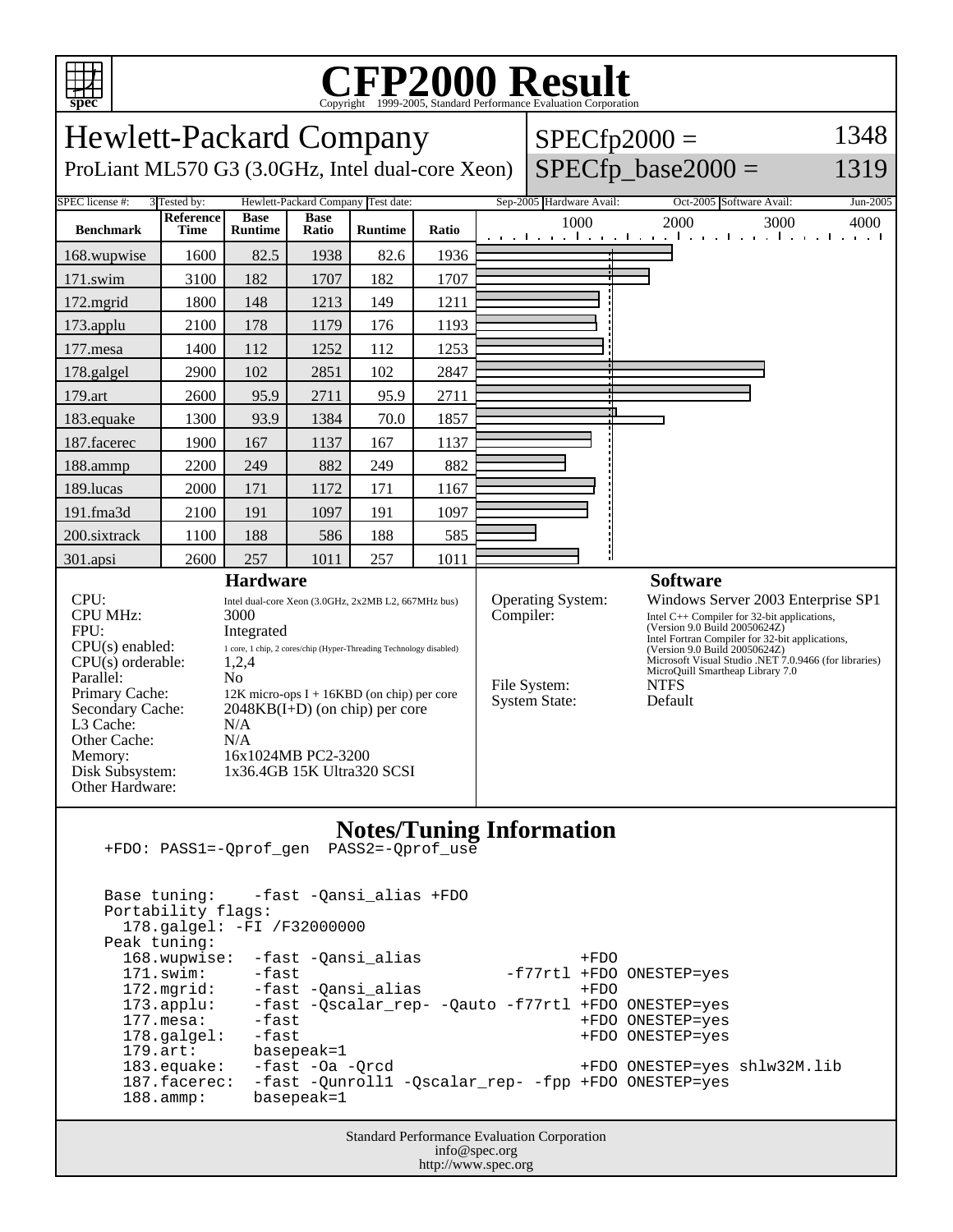# CFP2000 Result

Copyright 1999-2005, Standard Performance Evaluation Corporation

## Hewlett-Packard Company

ProLiant ML570 G3 (3.0GHz, Intel dual-core Xeon)

SPECfp2000 = 1348

SPECfp_base2000 = 1319

| SPEC license #: | 3 | Tested by: | Hewlett-Packard Company | Test date: | Sep-2005 | Hardware Avail: | Oct-2005 | Software Avail: | Jun-2005 |
|---|---|---|---|---|---|---|---|---|---|

| Benchmark | Reference Time | Base Runtime | Base Ratio | Runtime | Ratio |
|---|---|---|---|---|---|
| 168.wupwise | 1600 | 82.5 | 1938 | 82.6 | 1936 |
| 171.swim | 3100 | 182 | 1707 | 182 | 1707 |
| 172.mgrid | 1800 | 148 | 1213 | 149 | 1211 |
| 173.applu | 2100 | 178 | 1179 | 176 | 1193 |
| 177.mesa | 1400 | 112 | 1252 | 112 | 1253 |
| 178.galgel | 2900 | 102 | 2851 | 102 | 2847 |
| 179.art | 2600 | 95.9 | 2711 | 95.9 | 2711 |
| 183.equake | 1300 | 93.9 | 1384 | 70.0 | 1857 |
| 187.facerec | 1900 | 167 | 1137 | 167 | 1137 |
| 188.ammp | 2200 | 249 | 882 | 249 | 882 |
| 189.lucas | 2000 | 171 | 1172 | 171 | 1167 |
| 191.fma3d | 2100 | 191 | 1097 | 191 | 1097 |
| 200.sixtrack | 1100 | 188 | 586 | 188 | 585 |
| 301.apsi | 2600 | 257 | 1011 | 257 | 1011 |

### Hardware

| | |
|---|---|
| CPU: | Intel dual-core Xeon (3.0GHz, 2x2MB L2, 667MHz bus) |
| CPU MHz: | 3000 |
| FPU: | Integrated |
| CPU(s) enabled: | 1 core, 1 chip, 2 cores/chip (Hyper-Threading Technology disabled) |
| CPU(s) orderable: | 1,2,4 |
| Parallel: | No |
| Primary Cache: | 12K micro-ops I + 16KBD (on chip) per core |
| Secondary Cache: | 2048KB(I+D) (on chip) per core |
| L3 Cache: | N/A |
| Other Cache: | N/A |
| Memory: | 16x1024MB PC2-3200 |
| Disk Subsystem: | 1x36.4GB 15K Ultra320 SCSI |
| Other Hardware: | |

### Software

| | |
|---|---|
| Operating System: | Windows Server 2003 Enterprise SP1 |
| Compiler: | Intel C++ Compiler for 32-bit applications, (Version 9.0 Build 20050624Z) Intel Fortran Compiler for 32-bit applications, (Version 9.0 Build 20050624Z) Microsoft Visual Studio .NET 7.0.9466 (for libraries) MicroQuill Smartheap Library 7.0 |
| File System: | NTFS |
| System State: | Default |

### Notes/Tuning Information

```
+FDO: PASS1=-Qprof_gen  PASS2=-Qprof_use


Base tuning:    -fast -Qansi_alias +FDO
Portability flags:
  178.galgel: -FI /F32000000
Peak tuning:
  168.wupwise:  -fast -Qansi_alias                 +FDO
  171.swim:     -fast                      -f77rtl +FDO ONESTEP=yes
  172.mgrid:    -fast -Qansi_alias                 +FDO
  173.applu:    -fast -Qscalar_rep- -Qauto -f77rtl +FDO ONESTEP=yes
  177.mesa:     -fast                              +FDO ONESTEP=yes
  178.galgel:   -fast                              +FDO ONESTEP=yes
  179.art:      basepeak=1
  183.equake:   -fast -Oa -Qrcd                    +FDO ONESTEP=yes shlw32M.lib
  187.facerec:  -fast -Qunroll1 -Qscalar_rep- -fpp +FDO ONESTEP=yes
  188.ammp:     basepeak=1
```

Standard Performance Evaluation Corporation
info@spec.org
http://www.spec.org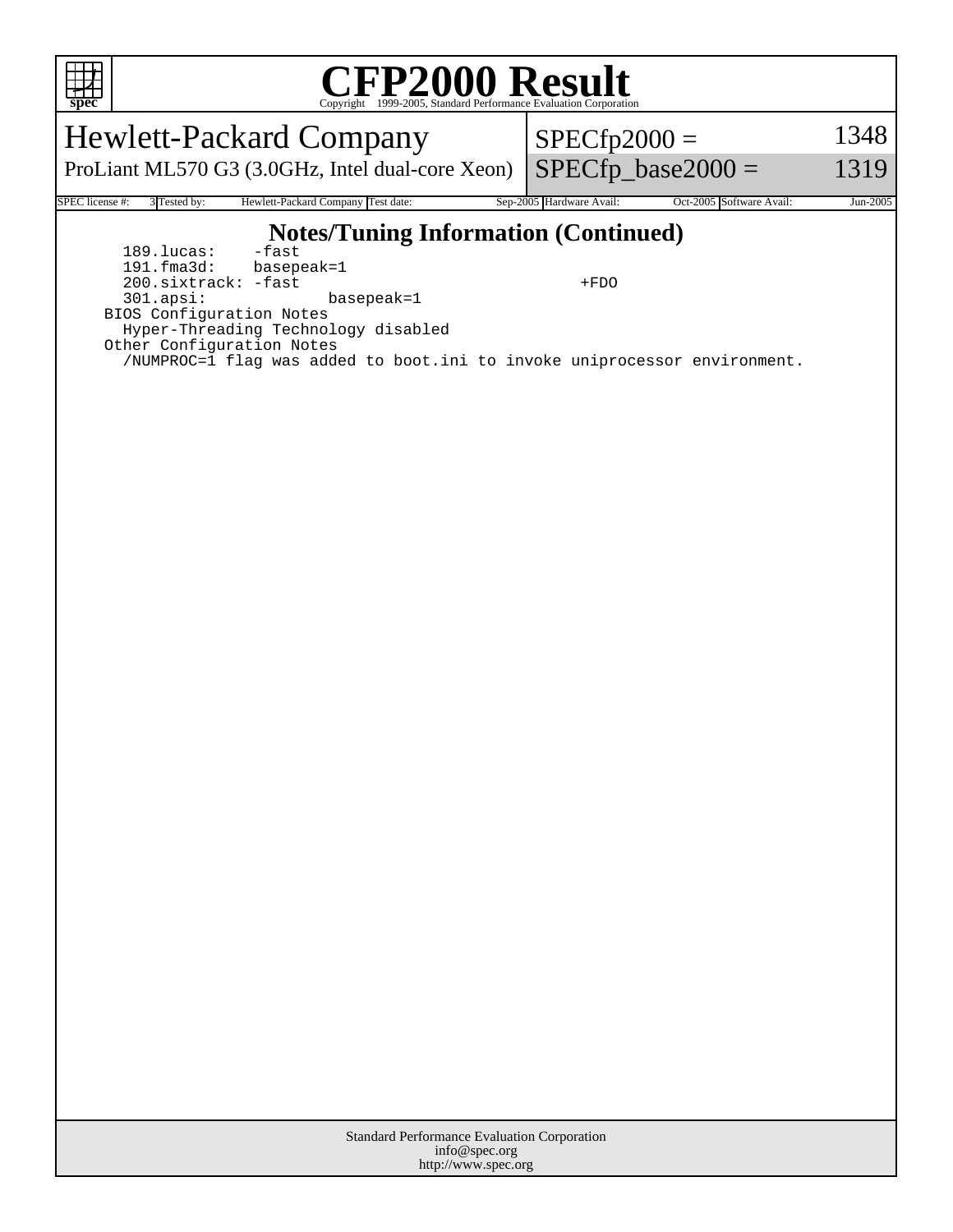# CFP2000 Result

Copyright 1999-2005, Standard Performance Evaluation Corporation

**Hewlett-Packard Company**

ProLiant ML570 G3 (3.0GHz, Intel dual-core Xeon)

SPECfp2000 = 1348

SPECfp_base2000 = 1319

| SPEC license #: | 3 | Tested by: | Hewlett-Packard Company | Test date: | Sep-2005 | Hardware Avail: | Oct-2005 | Software Avail: | Jun-2005 |
|---|---|---|---|---|---|---|---|---|---|

## Notes/Tuning Information (Continued)

```
    189.lucas:    -fast
    191.fma3d:    basepeak=1
    200.sixtrack: -fast                                   +FDO
    301.apsi:            basepeak=1
  BIOS Configuration Notes
    Hyper-Threading Technology disabled
  Other Configuration Notes
    /NUMPROC=1 flag was added to boot.ini to invoke uniprocessor environment.
```

Standard Performance Evaluation Corporation
info@spec.org
http://www.spec.org